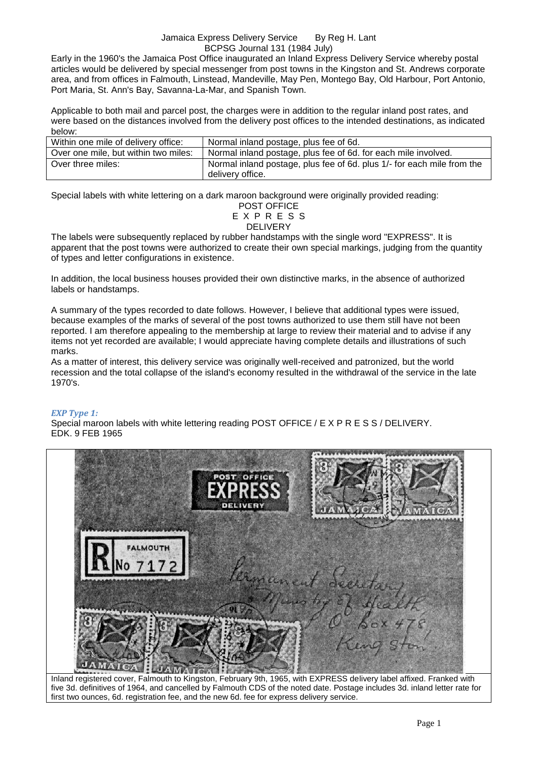# Jamaica Express Delivery Service

By Reg H. Lant

BCPSG Journal 131 (1984 July)

Early in the 1960's the Jamaica Post Office inaugurated an Inland Express Delivery Service whereby postal articles would be delivered by special messenger from post towns in the Kingston and St. Andrews corporate area, and from offices in Falmouth, Linstead, Mandeville, May Pen, Montego Bay, Old Harbour, Port Antonio, Port Maria, St. Ann's Bay, Savanna-La-Mar, and Spanish Town.

Applicable to both mail and parcel post, the charges were in addition to the regular inland post rates, and were based on the distances involved from the delivery post offices to the intended destinations, as indicated below:

| | |
|---|---|
| Within one mile of delivery office: | Normal inland postage, plus fee of 6d. |
| Over one mile, but within two miles: | Normal inland postage, plus fee of 6d. for each mile involved. |
| Over three miles: | Normal inland postage, plus fee of 6d. plus 1/- for each mile from the delivery office. |

Special labels with white lettering on a dark maroon background were originally provided reading:

POST OFFICE
E X P R E S S
DELIVERY

The labels were subsequently replaced by rubber handstamps with the single word "EXPRESS". It is apparent that the post towns were authorized to create their own special markings, judging from the quantity of types and letter configurations in existence.

In addition, the local business houses provided their own distinctive marks, in the absence of authorized labels or handstamps.

A summary of the types recorded to date follows. However, I believe that additional types were issued, because examples of the marks of several of the post towns authorized to use them still have not been reported. I am therefore appealing to the membership at large to review their material and to advise if any items not yet recorded are available; I would appreciate having complete details and illustrations of such marks.

As a matter of interest, this delivery service was originally well-received and patronized, but the world recession and the total collapse of the island's economy resulted in the withdrawal of the service in the late 1970's.

### *EXP Type 1:*

Special maroon labels with white lettering reading POST OFFICE / E X P R E S S / DELIVERY.
EDK. 9 FEB 1965

Inland registered cover, Falmouth to Kingston, February 9th, 1965, with EXPRESS delivery label affixed. Franked with five 3d. definitives of 1964, and cancelled by Falmouth CDS of the noted date. Postage includes 3d. inland letter rate for first two ounces, 6d. registration fee, and the new 6d. fee for express delivery service.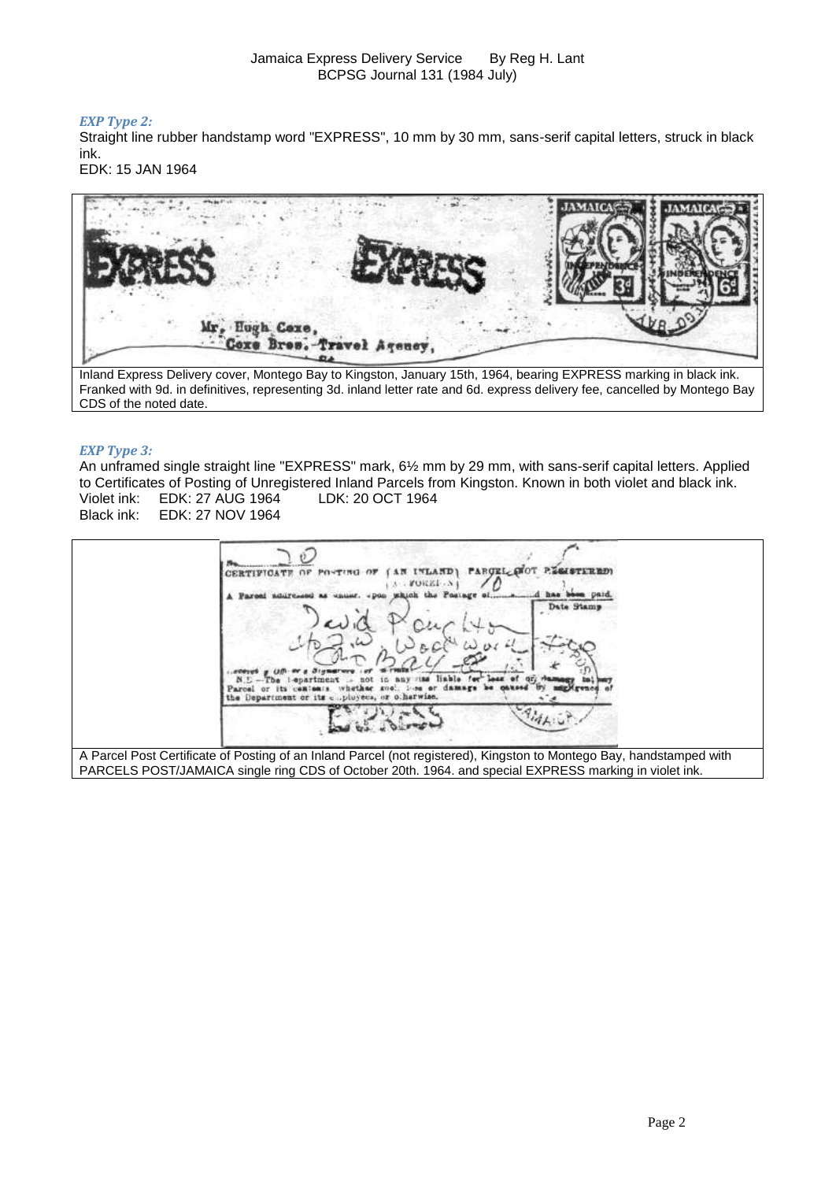### *EXP Type 2:*

Straight line rubber handstamp word "EXPRESS", 10 mm by 30 mm, sans-serif capital letters, struck in black ink.

EDK: 15 JAN 1964

Inland Express Delivery cover, Montego Bay to Kingston, January 15th, 1964, bearing EXPRESS marking in black ink. Franked with 9d. in definitives, representing 3d. inland letter rate and 6d. express delivery fee, cancelled by Montego Bay CDS of the noted date.

### *EXP Type 3:*

An unframed single straight line "EXPRESS" mark, 6½ mm by 29 mm, with sans-serif capital letters. Applied to Certificates of Posting of Unregistered Inland Parcels from Kingston. Known in both violet and black ink.

Violet ink: EDK: 27 AUG 1964 LDK: 20 OCT 1964

Black ink: EDK: 27 NOV 1964

A Parcel Post Certificate of Posting of an Inland Parcel (not registered), Kingston to Montego Bay, handstamped with PARCELS POST/JAMAICA single ring CDS of October 20th. 1964. and special EXPRESS marking in violet ink.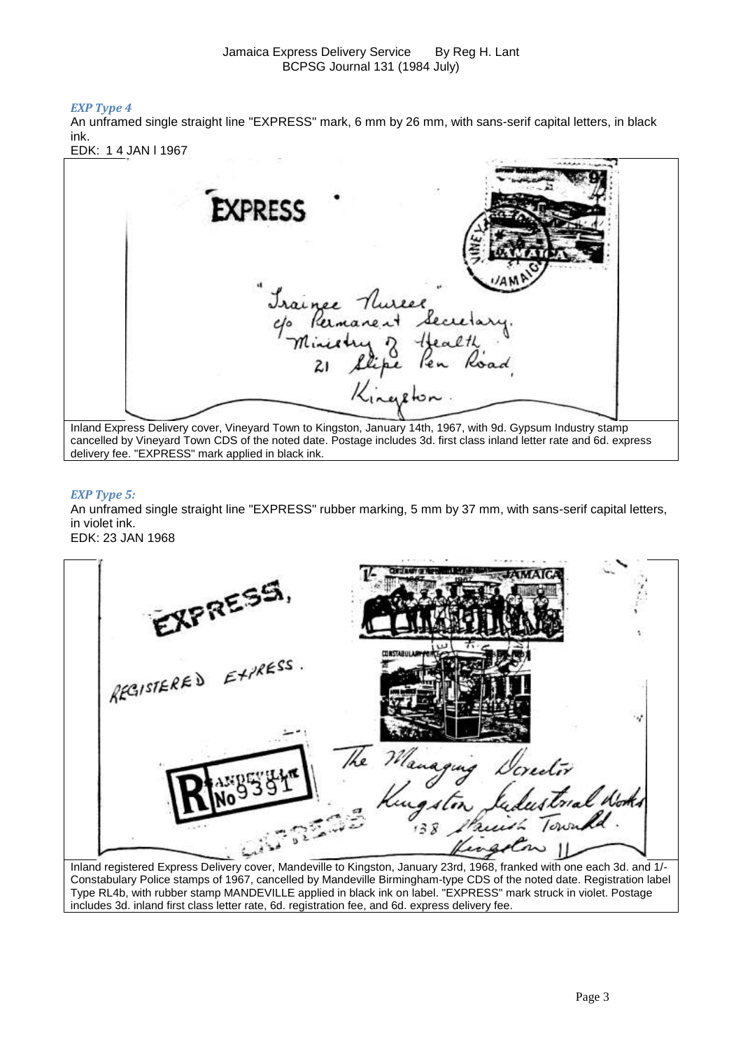### *EXP Type 4*

An unframed single straight line "EXPRESS" mark, 6 mm by 26 mm, with sans-serif capital letters, in black ink.

EDK: 1 4 JAN l 1967

Inland Express Delivery cover, Vineyard Town to Kingston, January 14th, 1967, with 9d. Gypsum Industry stamp cancelled by Vineyard Town CDS of the noted date. Postage includes 3d. first class inland letter rate and 6d. express delivery fee. "EXPRESS" mark applied in black ink.

### *EXP Type 5:*

An unframed single straight line "EXPRESS" rubber marking, 5 mm by 37 mm, with sans-serif capital letters, in violet ink.

EDK: 23 JAN 1968

Inland registered Express Delivery cover, Mandeville to Kingston, January 23rd, 1968, franked with one each 3d. and 1/- Constabulary Police stamps of 1967, cancelled by Mandeville Birmingham-type CDS of the noted date. Registration label Type RL4b, with rubber stamp MANDEVILLE applied in black ink on label. "EXPRESS" mark struck in violet. Postage includes 3d. inland first class letter rate, 6d. registration fee, and 6d. express delivery fee.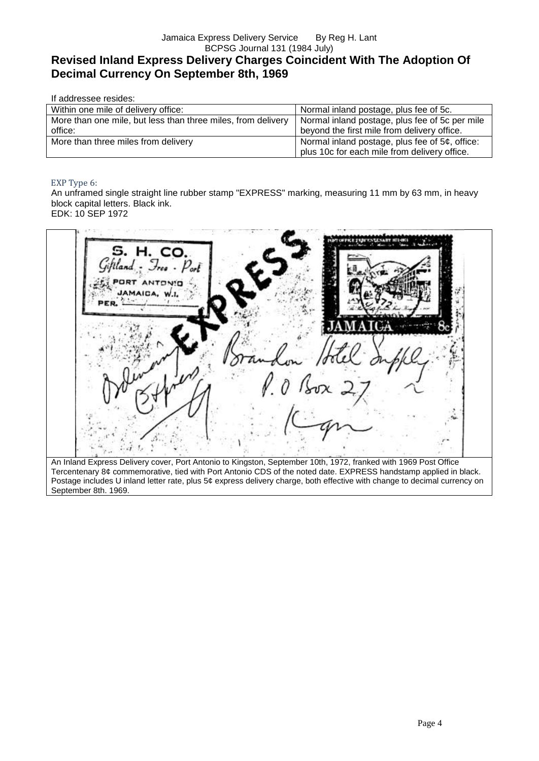## Revised Inland Express Delivery Charges Coincident With The Adoption Of Decimal Currency On September 8th, 1969

If addressee resides:

| | |
|---|---|
| Within one mile of delivery office: | Normal inland postage, plus fee of 5c. |
| More than one mile, but less than three miles, from delivery office: | Normal inland postage, plus fee of 5c per mile beyond the first mile from delivery office. |
| More than three miles from delivery | Normal inland postage, plus fee of 5¢, office: plus 10c for each mile from delivery office. |

### EXP Type 6:

An unframed single straight line rubber stamp "EXPRESS" marking, measuring 11 mm by 63 mm, in heavy block capital letters. Black ink.
EDK: 10 SEP 1972

An Inland Express Delivery cover, Port Antonio to Kingston, September 10th, 1972, franked with 1969 Post Office Tercentenary 8¢ commemorative, tied with Port Antonio CDS of the noted date. EXPRESS handstamp applied in black. Postage includes U inland letter rate, plus 5¢ express delivery charge, both effective with change to decimal currency on September 8th. 1969.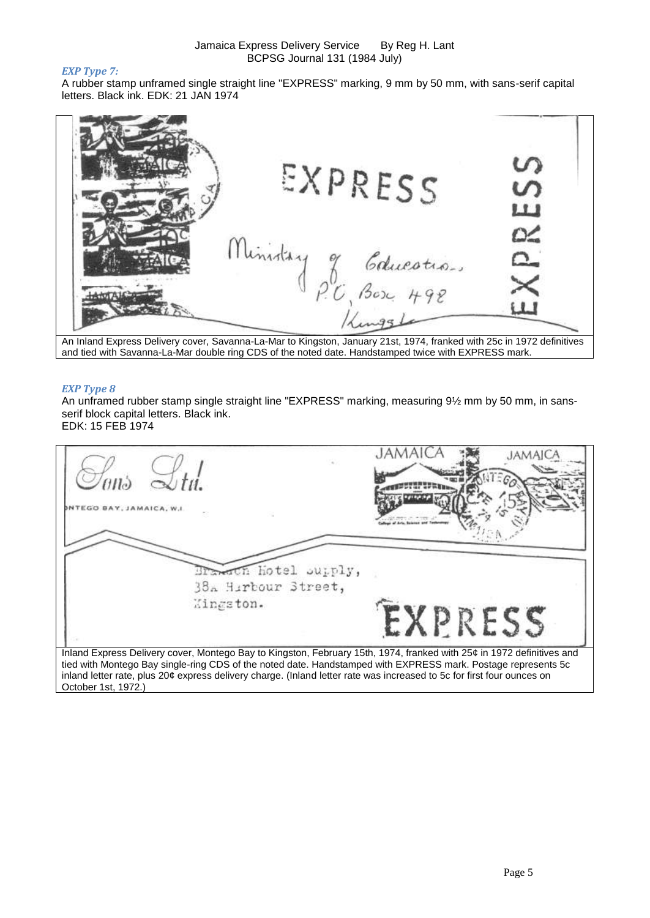### *EXP Type 7:*

A rubber stamp unframed single straight line "EXPRESS" marking, 9 mm by 50 mm, with sans-serif capital letters. Black ink. EDK: 21 JAN 1974

An Inland Express Delivery cover, Savanna-La-Mar to Kingston, January 21st, 1974, franked with 25c in 1972 definitives and tied with Savanna-La-Mar double ring CDS of the noted date. Handstamped twice with EXPRESS mark.

### *EXP Type 8*

An unframed rubber stamp single straight line "EXPRESS" marking, measuring 9½ mm by 50 mm, in sans-serif block capital letters. Black ink.
EDK: 15 FEB 1974

Inland Express Delivery cover, Montego Bay to Kingston, February 15th, 1974, franked with 25¢ in 1972 definitives and tied with Montego Bay single-ring CDS of the noted date. Handstamped with EXPRESS mark. Postage represents 5c inland letter rate, plus 20¢ express delivery charge. (Inland letter rate was increased to 5c for first four ounces on October 1st, 1972.)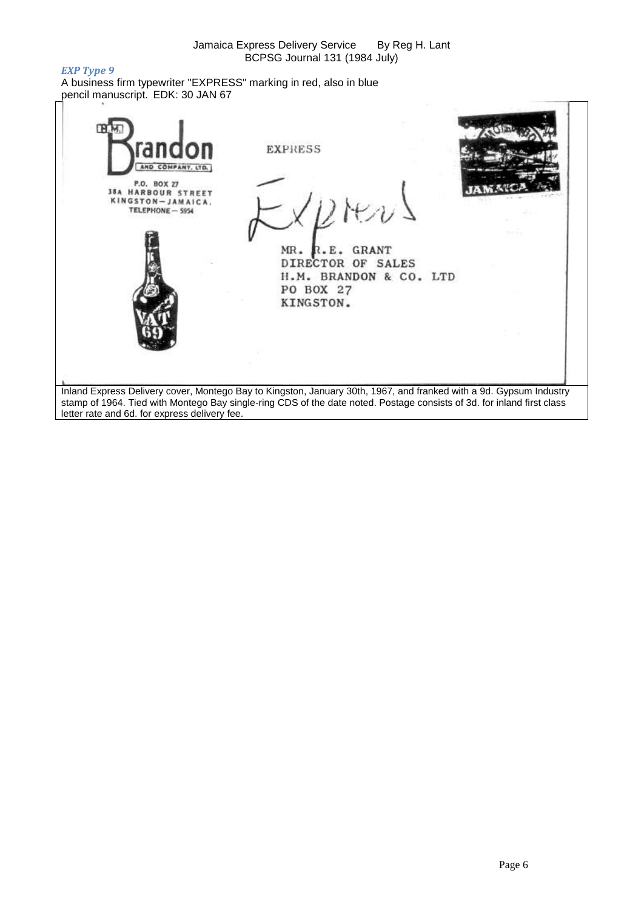### *EXP Type 9*

A business firm typewriter "EXPRESS" marking in red, also in blue pencil manuscript. EDK: 30 JAN 67

Inland Express Delivery cover, Montego Bay to Kingston, January 30th, 1967, and franked with a 9d. Gypsum Industry stamp of 1964. Tied with Montego Bay single-ring CDS of the date noted. Postage consists of 3d. for inland first class letter rate and 6d. for express delivery fee.